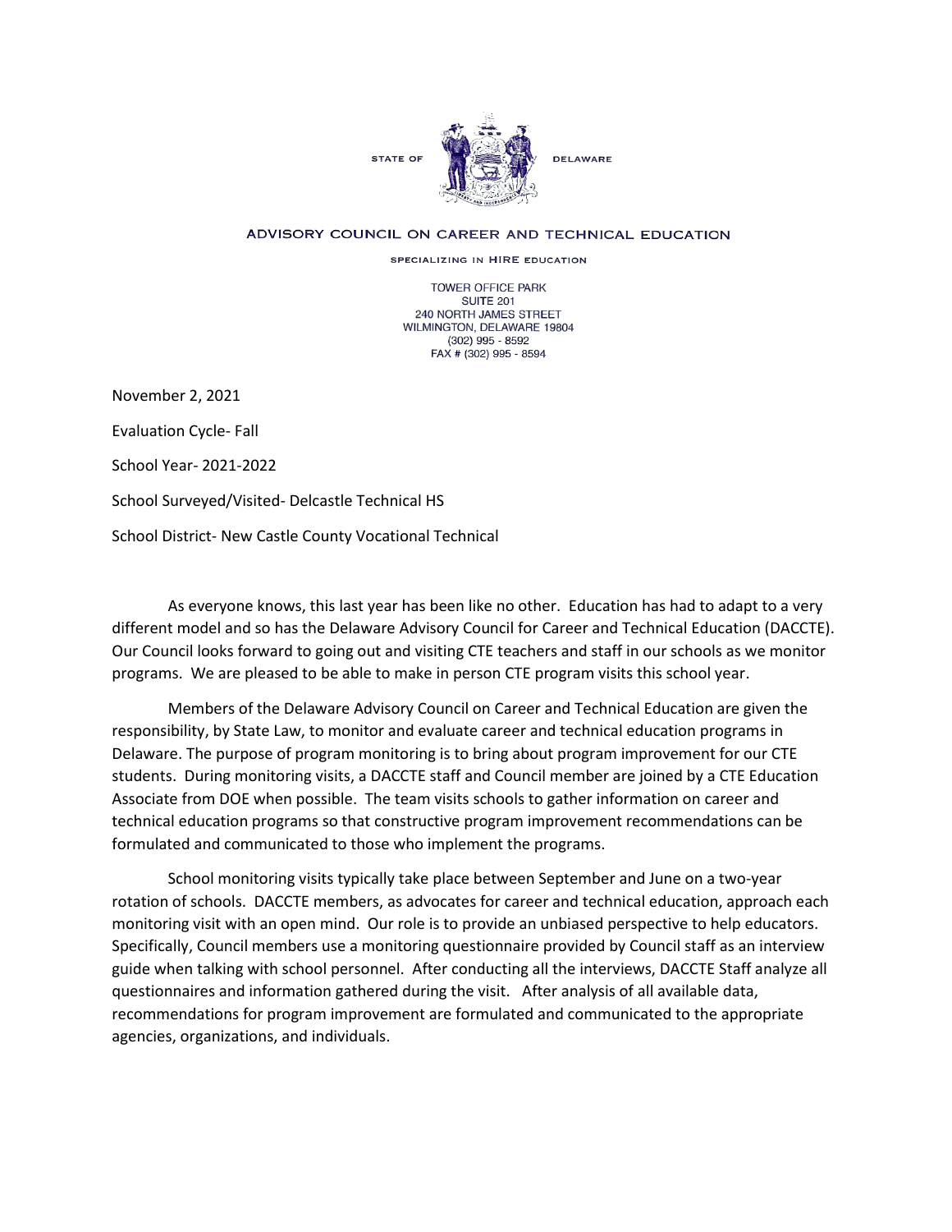STATE OF DELAWARE

ADVISORY COUNCIL ON CAREER AND TECHNICAL EDUCATION

SPECIALIZING IN HIRE EDUCATION

TOWER OFFICE PARK
SUITE 201
240 NORTH JAMES STREET
WILMINGTON, DELAWARE 19804
(302) 995 - 8592
FAX # (302) 995 - 8594

November 2, 2021

Evaluation Cycle- Fall

School Year- 2021-2022

School Surveyed/Visited- Delcastle Technical HS

School District- New Castle County Vocational Technical

As everyone knows, this last year has been like no other. Education has had to adapt to a very different model and so has the Delaware Advisory Council for Career and Technical Education (DACCTE). Our Council looks forward to going out and visiting CTE teachers and staff in our schools as we monitor programs. We are pleased to be able to make in person CTE program visits this school year.

Members of the Delaware Advisory Council on Career and Technical Education are given the responsibility, by State Law, to monitor and evaluate career and technical education programs in Delaware. The purpose of program monitoring is to bring about program improvement for our CTE students. During monitoring visits, a DACCTE staff and Council member are joined by a CTE Education Associate from DOE when possible. The team visits schools to gather information on career and technical education programs so that constructive program improvement recommendations can be formulated and communicated to those who implement the programs.

School monitoring visits typically take place between September and June on a two-year rotation of schools. DACCTE members, as advocates for career and technical education, approach each monitoring visit with an open mind. Our role is to provide an unbiased perspective to help educators. Specifically, Council members use a monitoring questionnaire provided by Council staff as an interview guide when talking with school personnel. After conducting all the interviews, DACCTE Staff analyze all questionnaires and information gathered during the visit. After analysis of all available data, recommendations for program improvement are formulated and communicated to the appropriate agencies, organizations, and individuals.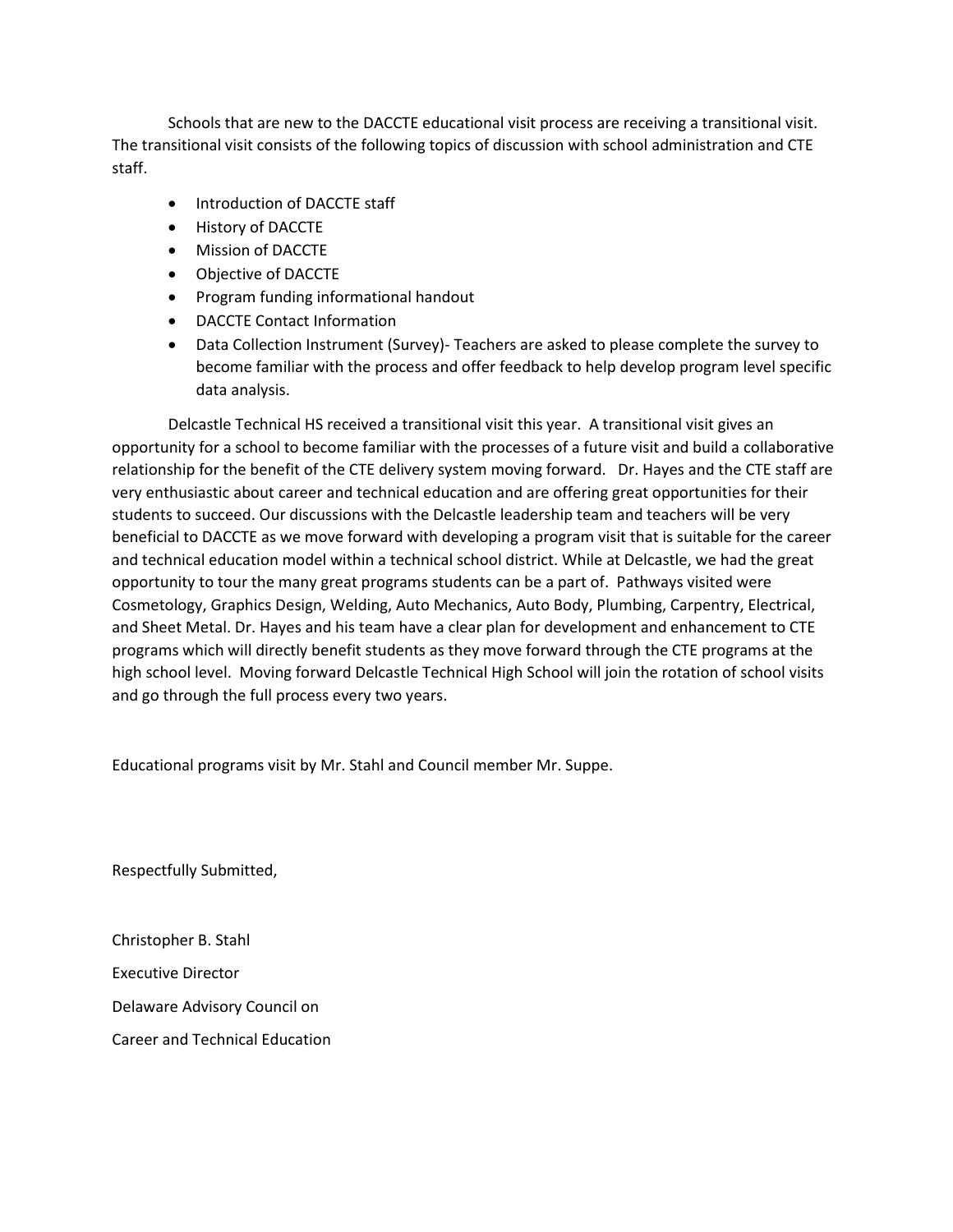Schools that are new to the DACCTE educational visit process are receiving a transitional visit. The transitional visit consists of the following topics of discussion with school administration and CTE staff.

- Introduction of DACCTE staff
- History of DACCTE
- Mission of DACCTE
- Objective of DACCTE
- Program funding informational handout
- DACCTE Contact Information
- Data Collection Instrument (Survey)- Teachers are asked to please complete the survey to become familiar with the process and offer feedback to help develop program level specific data analysis.

Delcastle Technical HS received a transitional visit this year. A transitional visit gives an opportunity for a school to become familiar with the processes of a future visit and build a collaborative relationship for the benefit of the CTE delivery system moving forward. Dr. Hayes and the CTE staff are very enthusiastic about career and technical education and are offering great opportunities for their students to succeed. Our discussions with the Delcastle leadership team and teachers will be very beneficial to DACCTE as we move forward with developing a program visit that is suitable for the career and technical education model within a technical school district. While at Delcastle, we had the great opportunity to tour the many great programs students can be a part of. Pathways visited were Cosmetology, Graphics Design, Welding, Auto Mechanics, Auto Body, Plumbing, Carpentry, Electrical, and Sheet Metal. Dr. Hayes and his team have a clear plan for development and enhancement to CTE programs which will directly benefit students as they move forward through the CTE programs at the high school level. Moving forward Delcastle Technical High School will join the rotation of school visits and go through the full process every two years.

Educational programs visit by Mr. Stahl and Council member Mr. Suppe.

Respectfully Submitted,

Christopher B. Stahl

Executive Director

Delaware Advisory Council on

Career and Technical Education